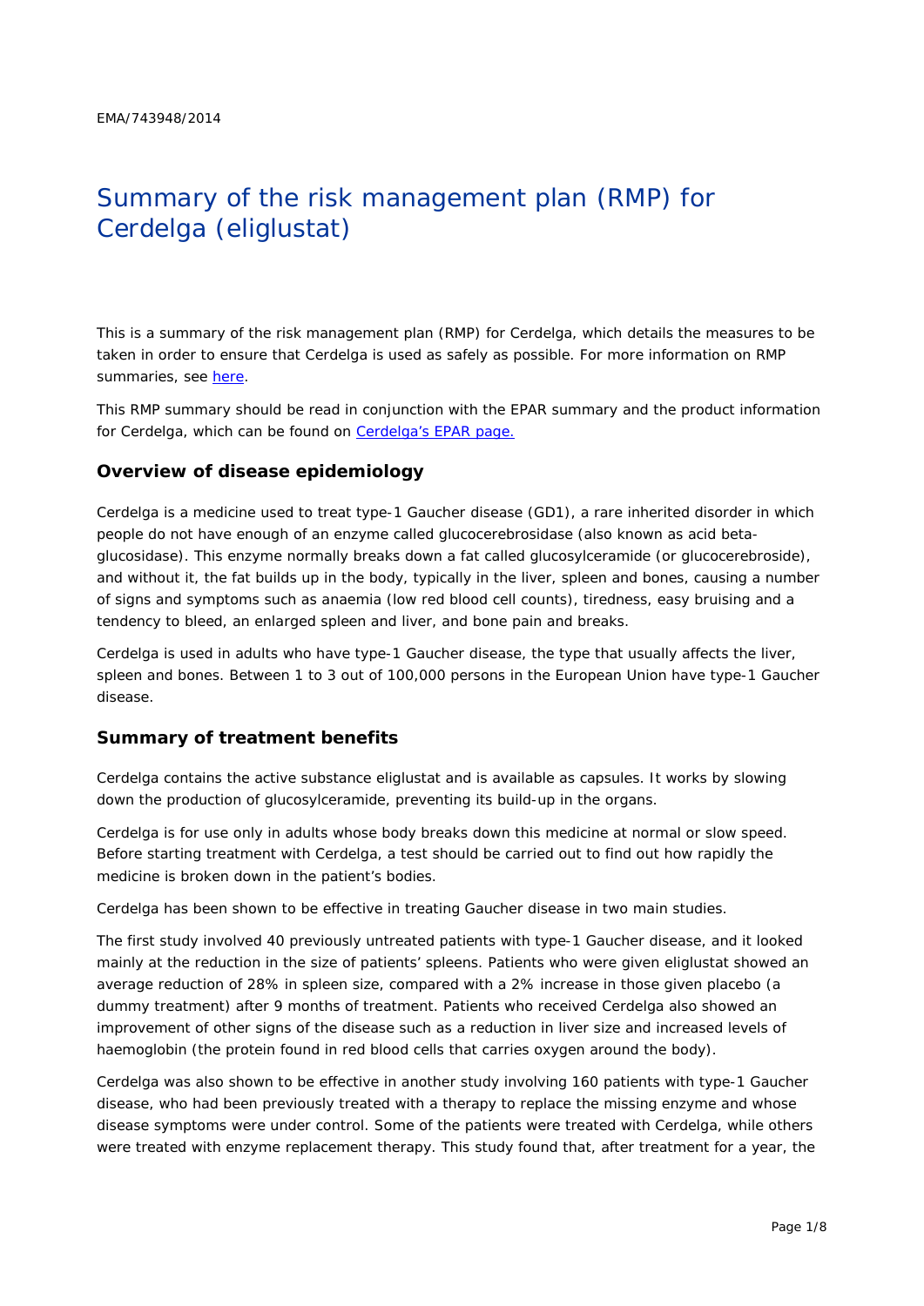EMA/743948/2014

# Summary of the risk management plan (RMP) for Cerdelga (eliglustat)

This is a summary of the risk management plan (RMP) for Cerdelga, which details the measures to be taken in order to ensure that Cerdelga is used as safely as possible. For more information on RMP summaries, see [here](here).

This RMP summary should be read in conjunction with the EPAR summary and the product information for Cerdelga, which can be found on [Cerdelga's EPAR page.](Cerdelga's EPAR page.)

## Overview of disease epidemiology

Cerdelga is a medicine used to treat type-1 Gaucher disease (GD1), a rare inherited disorder in which people do not have enough of an enzyme called glucocerebrosidase (also known as acid beta-glucosidase). This enzyme normally breaks down a fat called glucosylceramide (or glucocerebroside), and without it, the fat builds up in the body, typically in the liver, spleen and bones, causing a number of signs and symptoms such as anaemia (low red blood cell counts), tiredness, easy bruising and a tendency to bleed, an enlarged spleen and liver, and bone pain and breaks.

Cerdelga is used in adults who have type-1 Gaucher disease, the type that usually affects the liver, spleen and bones. Between 1 to 3 out of 100,000 persons in the European Union have type-1 Gaucher disease.

## Summary of treatment benefits

Cerdelga contains the active substance eliglustat and is available as capsules. It works by slowing down the production of glucosylceramide, preventing its build-up in the organs.

Cerdelga is for use only in adults whose body breaks down this medicine at normal or slow speed. Before starting treatment with Cerdelga, a test should be carried out to find out how rapidly the medicine is broken down in the patient's bodies.

Cerdelga has been shown to be effective in treating Gaucher disease in two main studies.

The first study involved 40 previously untreated patients with type-1 Gaucher disease, and it looked mainly at the reduction in the size of patients' spleens. Patients who were given eliglustat showed an average reduction of 28% in spleen size, compared with a 2% increase in those given placebo (a dummy treatment) after 9 months of treatment. Patients who received Cerdelga also showed an improvement of other signs of the disease such as a reduction in liver size and increased levels of haemoglobin (the protein found in red blood cells that carries oxygen around the body).

Cerdelga was also shown to be effective in another study involving 160 patients with type-1 Gaucher disease, who had been previously treated with a therapy to replace the missing enzyme and whose disease symptoms were under control. Some of the patients were treated with Cerdelga, while others were treated with enzyme replacement therapy. This study found that, after treatment for a year, the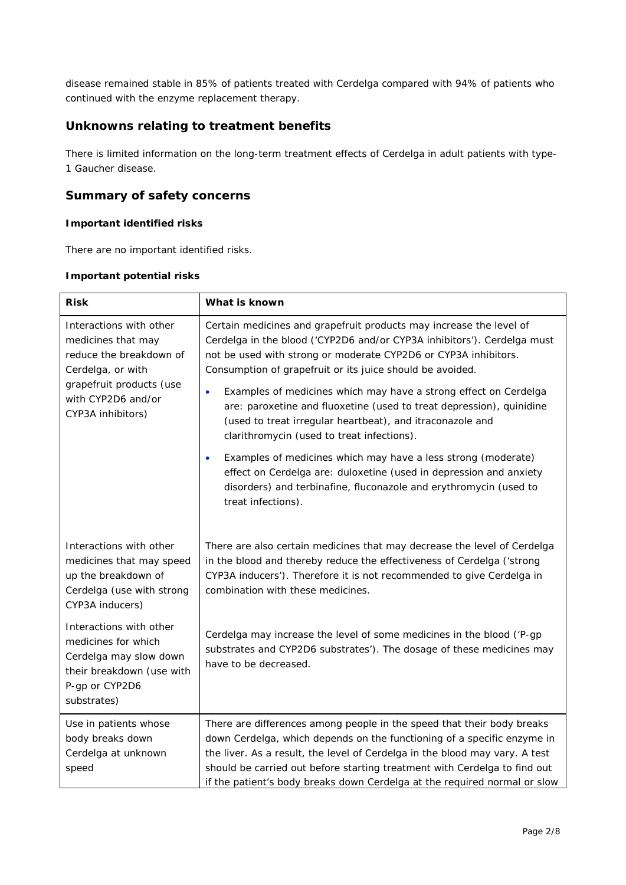disease remained stable in 85% of patients treated with Cerdelga compared with 94% of patients who continued with the enzyme replacement therapy.

## Unknowns relating to treatment benefits

There is limited information on the long-term treatment effects of Cerdelga in adult patients with type-1 Gaucher disease.

## Summary of safety concerns

### Important identified risks

There are no important identified risks.

### Important potential risks

| Risk | What is known |
|---|---|
| Interactions with other medicines that may reduce the breakdown of Cerdelga, or with grapefruit products (use with CYP2D6 and/or CYP3A inhibitors) | Certain medicines and grapefruit products may increase the level of Cerdelga in the blood ('CYP2D6 and/or CYP3A inhibitors'). Cerdelga must not be used with strong or moderate CYP2D6 or CYP3A inhibitors. Consumption of grapefruit or its juice should be avoided.<br>• Examples of medicines which may have a strong effect on Cerdelga are: paroxetine and fluoxetine (used to treat depression), quinidine (used to treat irregular heartbeat), and itraconazole and clarithromycin (used to treat infections).<br>• Examples of medicines which may have a less strong (moderate) effect on Cerdelga are: duloxetine (used in depression and anxiety disorders) and terbinafine, fluconazole and erythromycin (used to treat infections). |
| Interactions with other medicines that may speed up the breakdown of Cerdelga (use with strong CYP3A inducers) | There are also certain medicines that may decrease the level of Cerdelga in the blood and thereby reduce the effectiveness of Cerdelga ('strong CYP3A inducers'). Therefore it is not recommended to give Cerdelga in combination with these medicines. |
| Interactions with other medicines for which Cerdelga may slow down their breakdown (use with P-gp or CYP2D6 substrates) | Cerdelga may increase the level of some medicines in the blood ('P-gp substrates and CYP2D6 substrates'). The dosage of these medicines may have to be decreased. |
| Use in patients whose body breaks down Cerdelga at unknown speed | There are differences among people in the speed that their body breaks down Cerdelga, which depends on the functioning of a specific enzyme in the liver. As a result, the level of Cerdelga in the blood may vary. A test should be carried out before starting treatment with Cerdelga to find out if the patient's body breaks down Cerdelga at the required normal or slow |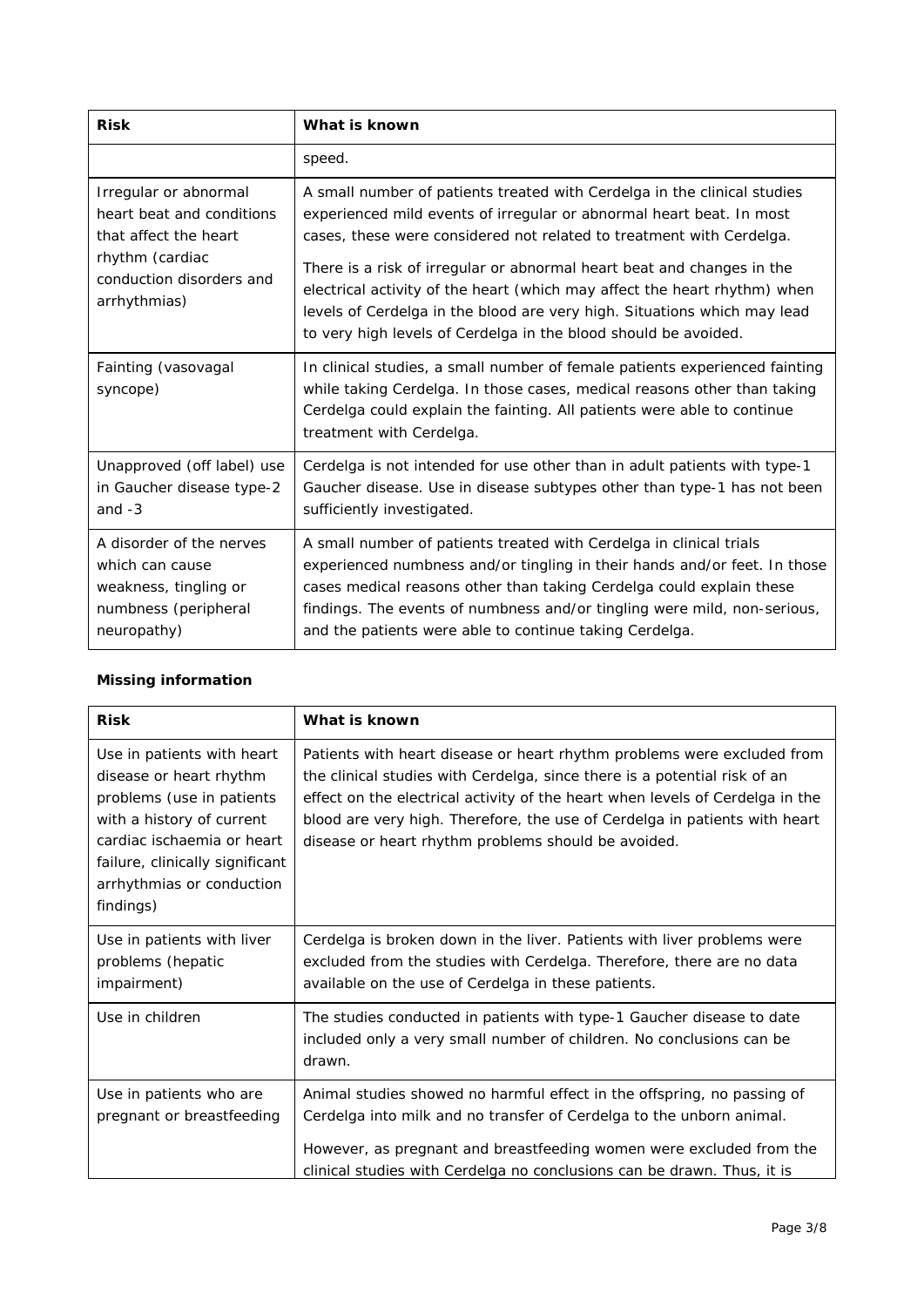| Risk | What is known |
|---|---|
| | speed. |
| Irregular or abnormal heart beat and conditions that affect the heart rhythm (cardiac conduction disorders and arrhythmias) | A small number of patients treated with Cerdelga in the clinical studies experienced mild events of irregular or abnormal heart beat. In most cases, these were considered not related to treatment with Cerdelga. There is a risk of irregular or abnormal heart beat and changes in the electrical activity of the heart (which may affect the heart rhythm) when levels of Cerdelga in the blood are very high. Situations which may lead to very high levels of Cerdelga in the blood should be avoided. |
| Fainting (vasovagal syncope) | In clinical studies, a small number of female patients experienced fainting while taking Cerdelga. In those cases, medical reasons other than taking Cerdelga could explain the fainting. All patients were able to continue treatment with Cerdelga. |
| Unapproved (off label) use in Gaucher disease type-2 and -3 | Cerdelga is not intended for use other than in adult patients with type-1 Gaucher disease. Use in disease subtypes other than type-1 has not been sufficiently investigated. |
| A disorder of the nerves which can cause weakness, tingling or numbness (peripheral neuropathy) | A small number of patients treated with Cerdelga in clinical trials experienced numbness and/or tingling in their hands and/or feet. In those cases medical reasons other than taking Cerdelga could explain these findings. The events of numbness and/or tingling were mild, non-serious, and the patients were able to continue taking Cerdelga. |

**Missing information**

| Risk | What is known |
|---|---|
| Use in patients with heart disease or heart rhythm problems (use in patients with a history of current cardiac ischaemia or heart failure, clinically significant arrhythmias or conduction findings) | Patients with heart disease or heart rhythm problems were excluded from the clinical studies with Cerdelga, since there is a potential risk of an effect on the electrical activity of the heart when levels of Cerdelga in the blood are very high. Therefore, the use of Cerdelga in patients with heart disease or heart rhythm problems should be avoided. |
| Use in patients with liver problems (hepatic impairment) | Cerdelga is broken down in the liver. Patients with liver problems were excluded from the studies with Cerdelga. Therefore, there are no data available on the use of Cerdelga in these patients. |
| Use in children | The studies conducted in patients with type-1 Gaucher disease to date included only a very small number of children. No conclusions can be drawn. |
| Use in patients who are pregnant or breastfeeding | Animal studies showed no harmful effect in the offspring, no passing of Cerdelga into milk and no transfer of Cerdelga to the unborn animal. However, as pregnant and breastfeeding women were excluded from the clinical studies with Cerdelga no conclusions can be drawn. Thus, it is |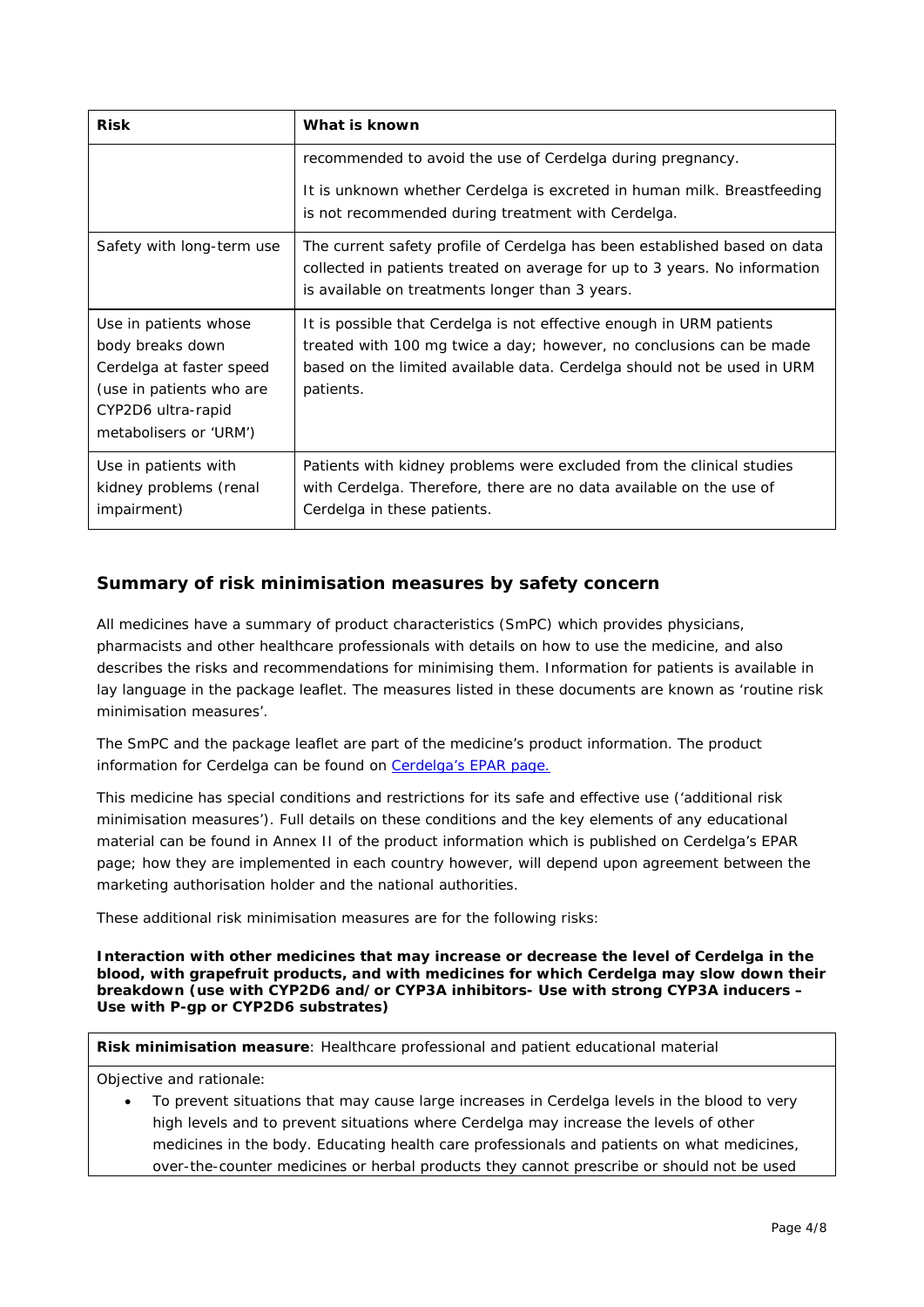| Risk | What is known |
|---|---|
| | recommended to avoid the use of Cerdelga during pregnancy.<br><br>It is unknown whether Cerdelga is excreted in human milk. Breastfeeding is not recommended during treatment with Cerdelga. |
| Safety with long-term use | The current safety profile of Cerdelga has been established based on data collected in patients treated on average for up to 3 years. No information is available on treatments longer than 3 years. |
| Use in patients whose body breaks down Cerdelga at faster speed (use in patients who are CYP2D6 ultra-rapid metabolisers or 'URM') | It is possible that Cerdelga is not effective enough in URM patients treated with 100 mg twice a day; however, no conclusions can be made based on the limited available data. Cerdelga should not be used in URM patients. |
| Use in patients with kidney problems (renal impairment) | Patients with kidney problems were excluded from the clinical studies with Cerdelga. Therefore, there are no data available on the use of Cerdelga in these patients. |

## Summary of risk minimisation measures by safety concern

All medicines have a summary of product characteristics (SmPC) which provides physicians, pharmacists and other healthcare professionals with details on how to use the medicine, and also describes the risks and recommendations for minimising them. Information for patients is available in lay language in the package leaflet. The measures listed in these documents are known as 'routine risk minimisation measures'.

The SmPC and the package leaflet are part of the medicine's product information. The product information for Cerdelga can be found on Cerdelga's EPAR page.

This medicine has special conditions and restrictions for its safe and effective use ('additional risk minimisation measures'). Full details on these conditions and the key elements of any educational material can be found in Annex II of the product information which is published on Cerdelga's EPAR page; how they are implemented in each country however, will depend upon agreement between the marketing authorisation holder and the national authorities.

These additional risk minimisation measures are for the following risks:

**Interaction with other medicines that may increase or decrease the level of Cerdelga in the blood, with grapefruit products, and with medicines for which Cerdelga may slow down their breakdown (use with CYP2D6 and/or CYP3A inhibitors- Use with strong CYP3A inducers – Use with P-gp or CYP2D6 substrates)**

| **Risk minimisation measure**: Healthcare professional and patient educational material |
|---|
| Objective and rationale:<br><br>• To prevent situations that may cause large increases in Cerdelga levels in the blood to very high levels and to prevent situations where Cerdelga may increase the levels of other medicines in the body. Educating health care professionals and patients on what medicines, over-the-counter medicines or herbal products they cannot prescribe or should not be used |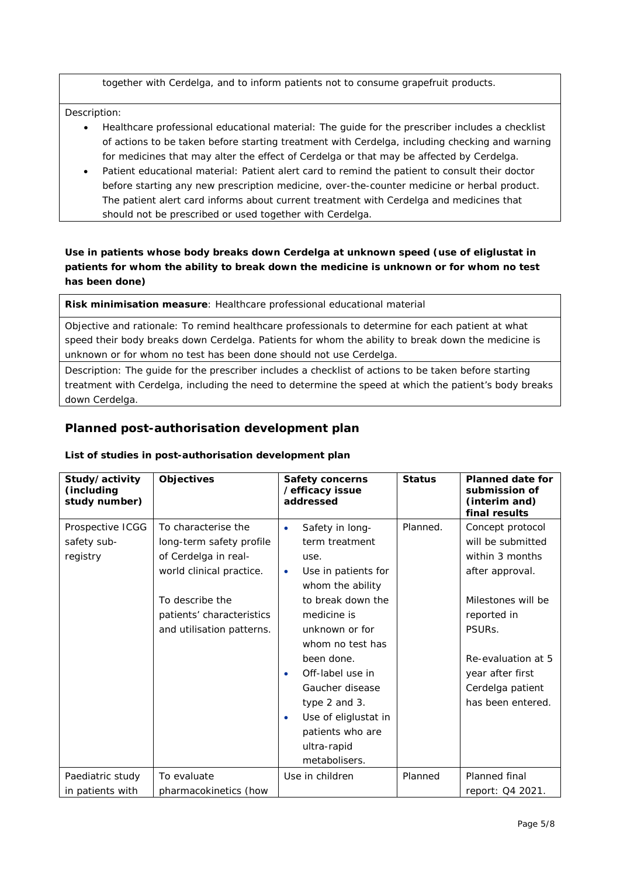| together with Cerdelga, and to inform patients not to consume grapefruit products. |
|---|
| Description:<br>• Healthcare professional educational material: The guide for the prescriber includes a checklist of actions to be taken before starting treatment with Cerdelga, including checking and warning for medicines that may alter the effect of Cerdelga or that may be affected by Cerdelga.<br>• Patient educational material: Patient alert card to remind the patient to consult their doctor before starting any new prescription medicine, over-the-counter medicine or herbal product. The patient alert card informs about current treatment with Cerdelga and medicines that should not be prescribed or used together with Cerdelga. |

**Use in patients whose body breaks down Cerdelga at unknown speed (use of eliglustat in patients for whom the ability to break down the medicine is unknown or for whom no test has been done)**

| **Risk minimisation measure**: Healthcare professional educational material |
|---|
| Objective and rationale: To remind healthcare professionals to determine for each patient at what speed their body breaks down Cerdelga. Patients for whom the ability to break down the medicine is unknown or for whom no test has been done should not use Cerdelga. |
| Description: The guide for the prescriber includes a checklist of actions to be taken before starting treatment with Cerdelga, including the need to determine the speed at which the patient's body breaks down Cerdelga. |

## Planned post-authorisation development plan

**List of studies in post-authorisation development plan**

| Study/activity (including study number) | Objectives | Safety concerns /efficacy issue addressed | Status | Planned date for submission of (interim and) final results |
|---|---|---|---|---|
| Prospective ICGG safety sub-registry | To characterise the long-term safety profile of Cerdelga in real-world clinical practice.<br><br>To describe the patients' characteristics and utilisation patterns. | • Safety in long-term treatment use.<br>• Use in patients for whom the ability to break down the medicine is unknown or for whom no test has been done.<br>• Off-label use in Gaucher disease type 2 and 3.<br>• Use of eliglustat in patients who are ultra-rapid metabolisers. | Planned. | Concept protocol will be submitted within 3 months after approval.<br><br>Milestones will be reported in PSURs.<br><br>Re-evaluation at 5 year after first Cerdelga patient has been entered. |
| Paediatric study in patients with | To evaluate pharmacokinetics (how | Use in children | Planned | Planned final report: Q4 2021. |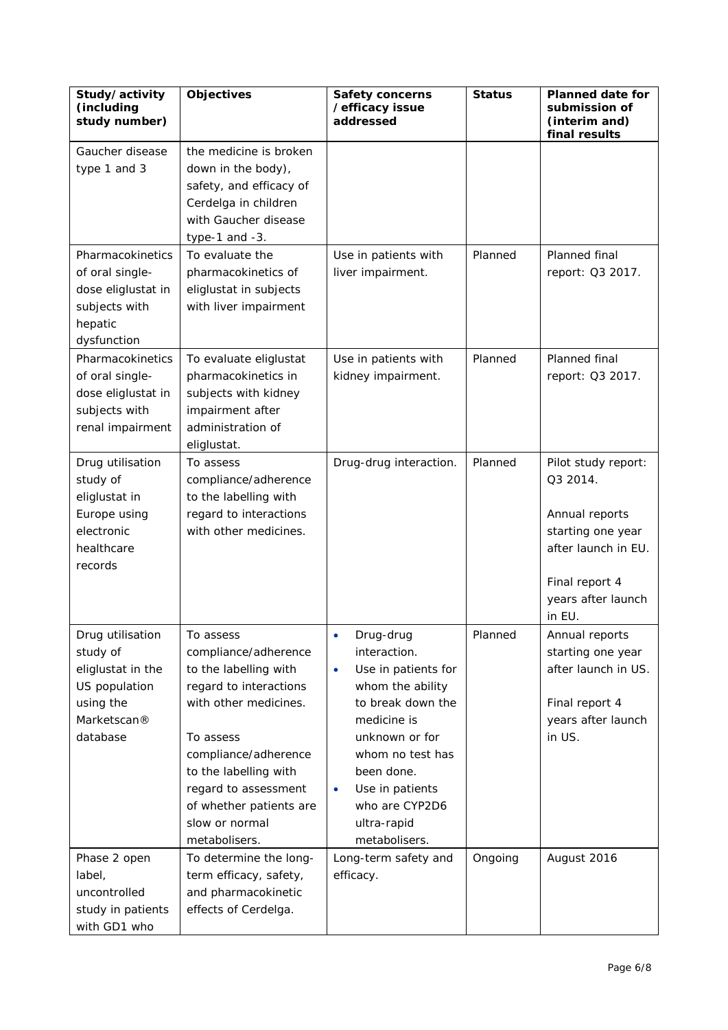| Study/activity (including study number) | Objectives | Safety concerns /efficacy issue addressed | Status | Planned date for submission of (interim and) final results |
|---|---|---|---|---|
| Gaucher disease type 1 and 3 | the medicine is broken down in the body), safety, and efficacy of Cerdelga in children with Gaucher disease type-1 and -3. | | | |
| Pharmacokinetics of oral single-dose eliglustat in subjects with hepatic dysfunction | To evaluate the pharmacokinetics of eliglustat in subjects with liver impairment | Use in patients with liver impairment. | Planned | Planned final report: Q3 2017. |
| Pharmacokinetics of oral single-dose eliglustat in subjects with renal impairment | To evaluate eliglustat pharmacokinetics in subjects with kidney impairment after administration of eliglustat. | Use in patients with kidney impairment. | Planned | Planned final report: Q3 2017. |
| Drug utilisation study of eliglustat in Europe using electronic healthcare records | To assess compliance/adherence to the labelling with regard to interactions with other medicines. | Drug-drug interaction. | Planned | Pilot study report: Q3 2014.<br><br>Annual reports starting one year after launch in EU.<br><br>Final report 4 years after launch in EU. |
| Drug utilisation study of eliglustat in the US population using the Marketscan® database | To assess compliance/adherence to the labelling with regard to interactions with other medicines.<br><br>To assess compliance/adherence to the labelling with regard to assessment of whether patients are slow or normal metabolisers. | • Drug-drug interaction.<br>• Use in patients for whom the ability to break down the medicine is unknown or for whom no test has been done.<br>• Use in patients who are CYP2D6 ultra-rapid metabolisers. | Planned | Annual reports starting one year after launch in US.<br><br>Final report 4 years after launch in US. |
| Phase 2 open label, uncontrolled study in patients with GD1 who | To determine the long-term efficacy, safety, and pharmacokinetic effects of Cerdelga. | Long-term safety and efficacy. | Ongoing | August 2016 |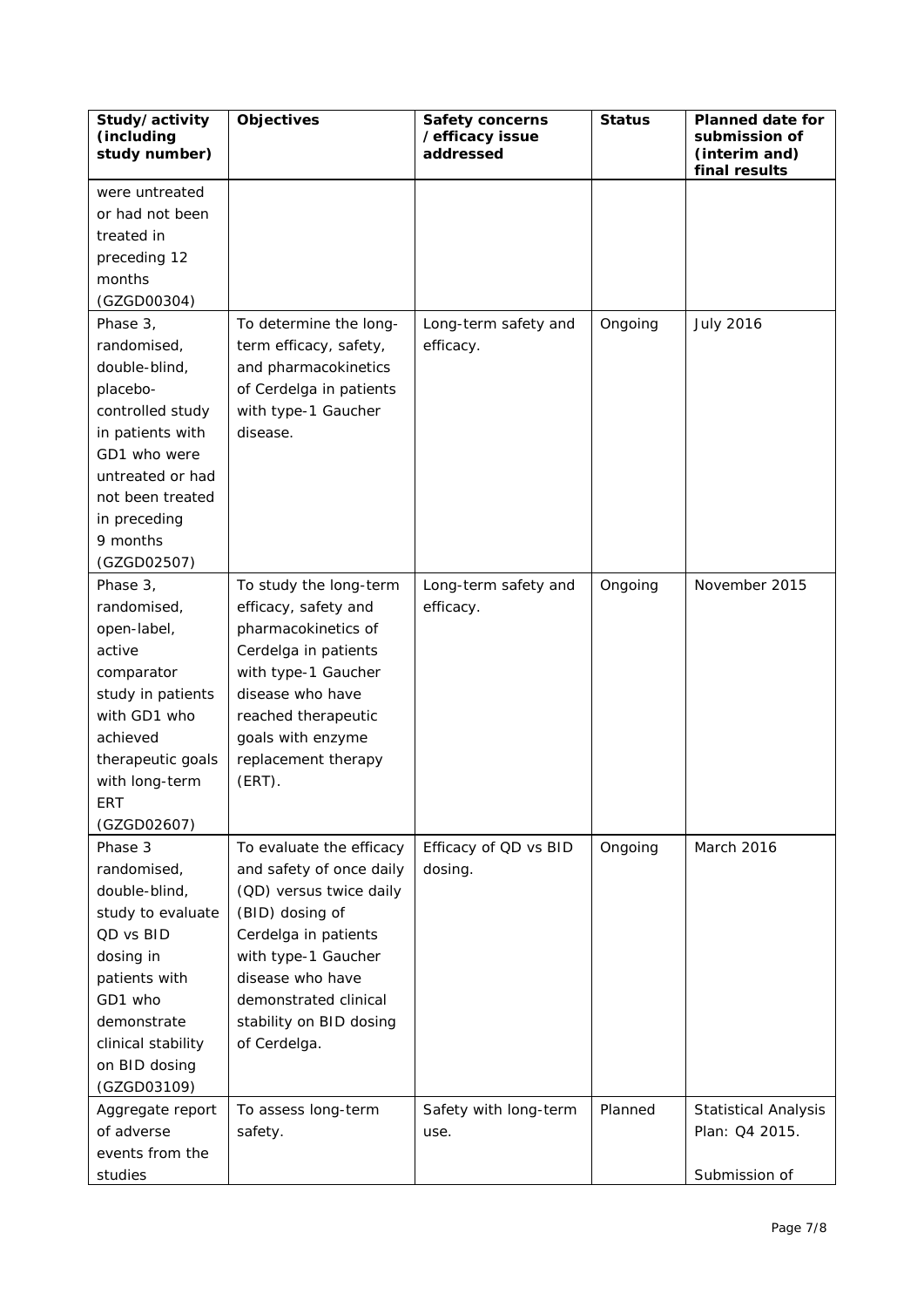| Study/activity (including study number) | Objectives | Safety concerns /efficacy issue addressed | Status | Planned date for submission of (interim and) final results |
|---|---|---|---|---|
| were untreated or had not been treated in preceding 12 months (GZGD00304) | | | | |
| Phase 3, randomised, double-blind, placebo-controlled study in patients with GD1 who were untreated or had not been treated in preceding 9 months (GZGD02507) | To determine the long-term efficacy, safety, and pharmacokinetics of Cerdelga in patients with type-1 Gaucher disease. | Long-term safety and efficacy. | Ongoing | July 2016 |
| Phase 3, randomised, open-label, active comparator study in patients with GD1 who achieved therapeutic goals with long-term ERT (GZGD02607) | To study the long-term efficacy, safety and pharmacokinetics of Cerdelga in patients with type-1 Gaucher disease who have reached therapeutic goals with enzyme replacement therapy (ERT). | Long-term safety and efficacy. | Ongoing | November 2015 |
| Phase 3 randomised, double-blind, study to evaluate QD vs BID dosing in patients with GD1 who demonstrate clinical stability on BID dosing (GZGD03109) | To evaluate the efficacy and safety of once daily (QD) versus twice daily (BID) dosing of Cerdelga in patients with type-1 Gaucher disease who have demonstrated clinical stability on BID dosing of Cerdelga. | Efficacy of QD vs BID dosing. | Ongoing | March 2016 |
| Aggregate report of adverse events from the studies | To assess long-term safety. | Safety with long-term use. | Planned | Statistical Analysis Plan: Q4 2015.<br><br>Submission of |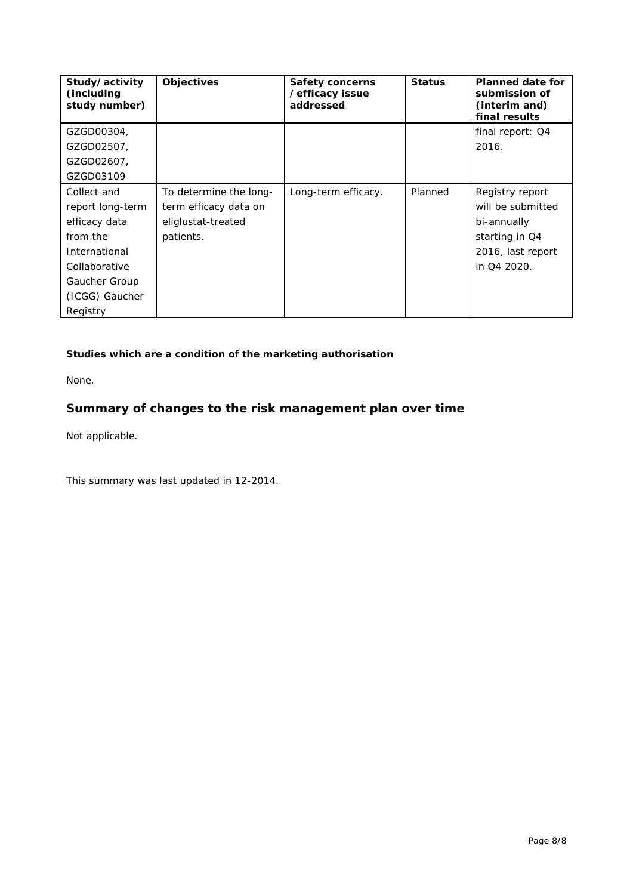| Study/activity (including study number) | Objectives | Safety concerns /efficacy issue addressed | Status | Planned date for submission of (interim and) final results |
| --- | --- | --- | --- | --- |
| GZGD00304, GZGD02507, GZGD02607, GZGD03109 | | | | final report: Q4 2016. |
| Collect and report long-term efficacy data from the International Collaborative Gaucher Group (ICGG) Gaucher Registry | To determine the long-term efficacy data on eliglustat-treated patients. | Long-term efficacy. | Planned | Registry report will be submitted bi-annually starting in Q4 2016, last report in Q4 2020. |

**Studies which are a condition of the marketing authorisation**

None.

## Summary of changes to the risk management plan over time

Not applicable.

This summary was last updated in 12-2014.